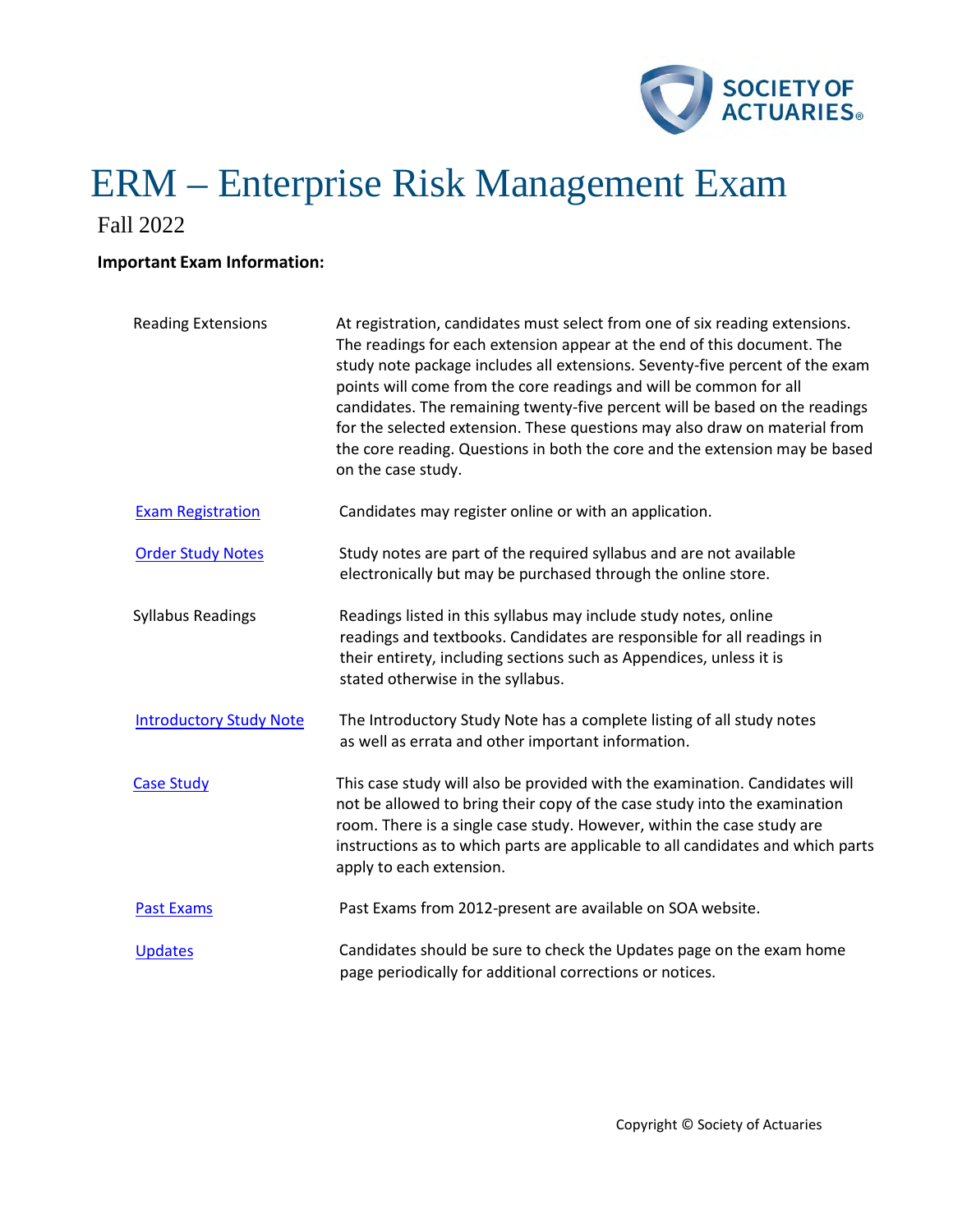# ERM – Enterprise Risk Management Exam

Fall 2022

**Important Exam Information:**

| | |
|---|---|
| Reading Extensions | At registration, candidates must select from one of six reading extensions. The readings for each extension appear at the end of this document. The study note package includes all extensions. Seventy-five percent of the exam points will come from the core readings and will be common for all candidates. The remaining twenty-five percent will be based on the readings for the selected extension. These questions may also draw on material from the core reading. Questions in both the core and the extension may be based on the case study. |
| Exam Registration | Candidates may register online or with an application. |
| Order Study Notes | Study notes are part of the required syllabus and are not available electronically but may be purchased through the online store. |
| Syllabus Readings | Readings listed in this syllabus may include study notes, online readings and textbooks. Candidates are responsible for all readings in their entirety, including sections such as Appendices, unless it is stated otherwise in the syllabus. |
| Introductory Study Note | The Introductory Study Note has a complete listing of all study notes as well as errata and other important information. |
| Case Study | This case study will also be provided with the examination. Candidates will not be allowed to bring their copy of the case study into the examination room. There is a single case study. However, within the case study are instructions as to which parts are applicable to all candidates and which parts apply to each extension. |
| Past Exams | Past Exams from 2012-present are available on SOA website. |
| Updates | Candidates should be sure to check the Updates page on the exam home page periodically for additional corrections or notices. |

Copyright © Society of Actuaries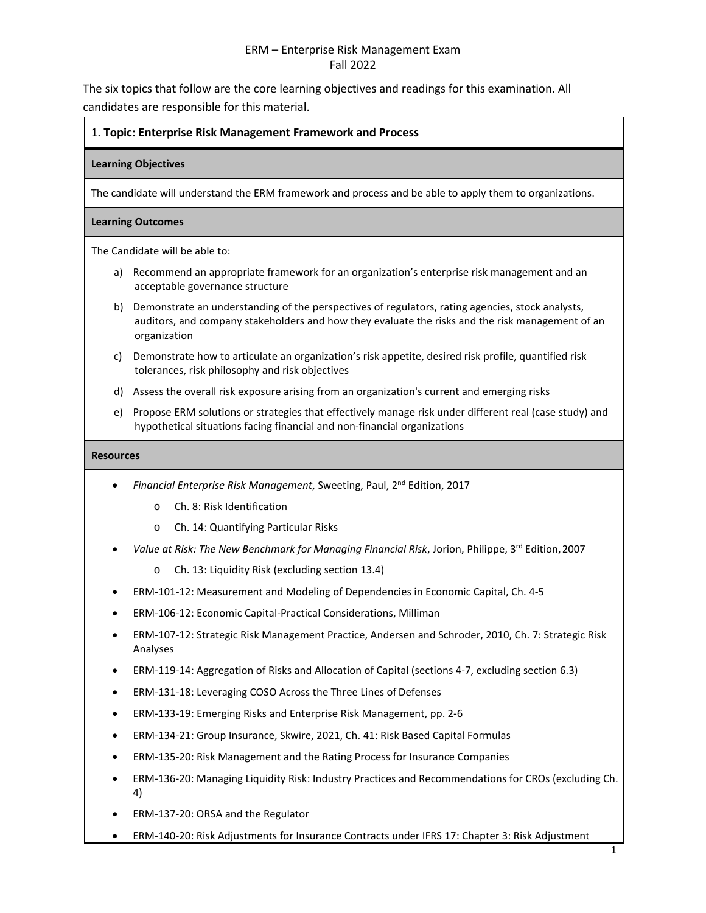ERM – Enterprise Risk Management Exam
Fall 2022

The six topics that follow are the core learning objectives and readings for this examination. All candidates are responsible for this material.

## 1. **Topic: Enterprise Risk Management Framework and Process**

### Learning Objectives

The candidate will understand the ERM framework and process and be able to apply them to organizations.

### Learning Outcomes

The Candidate will be able to:

a) Recommend an appropriate framework for an organization's enterprise risk management and an acceptable governance structure

b) Demonstrate an understanding of the perspectives of regulators, rating agencies, stock analysts, auditors, and company stakeholders and how they evaluate the risks and the risk management of an organization

c) Demonstrate how to articulate an organization's risk appetite, desired risk profile, quantified risk tolerances, risk philosophy and risk objectives

d) Assess the overall risk exposure arising from an organization's current and emerging risks

e) Propose ERM solutions or strategies that effectively manage risk under different real (case study) and hypothetical situations facing financial and non-financial organizations

### Resources

- *Financial Enterprise Risk Management*, Sweeting, Paul, 2nd Edition, 2017
  - Ch. 8: Risk Identification
  - Ch. 14: Quantifying Particular Risks
- *Value at Risk: The New Benchmark for Managing Financial Risk*, Jorion, Philippe, 3rd Edition, 2007
  - Ch. 13: Liquidity Risk (excluding section 13.4)
- ERM-101-12: Measurement and Modeling of Dependencies in Economic Capital, Ch. 4-5
- ERM-106-12: Economic Capital-Practical Considerations, Milliman
- ERM-107-12: Strategic Risk Management Practice, Andersen and Schroder, 2010, Ch. 7: Strategic Risk Analyses
- ERM-119-14: Aggregation of Risks and Allocation of Capital (sections 4-7, excluding section 6.3)
- ERM-131-18: Leveraging COSO Across the Three Lines of Defenses
- ERM-133-19: Emerging Risks and Enterprise Risk Management, pp. 2-6
- ERM-134-21: Group Insurance, Skwire, 2021, Ch. 41: Risk Based Capital Formulas
- ERM-135-20: Risk Management and the Rating Process for Insurance Companies
- ERM-136-20: Managing Liquidity Risk: Industry Practices and Recommendations for CROs (excluding Ch. 4)
- ERM-137-20: ORSA and the Regulator
- ERM-140-20: Risk Adjustments for Insurance Contracts under IFRS 17: Chapter 3: Risk Adjustment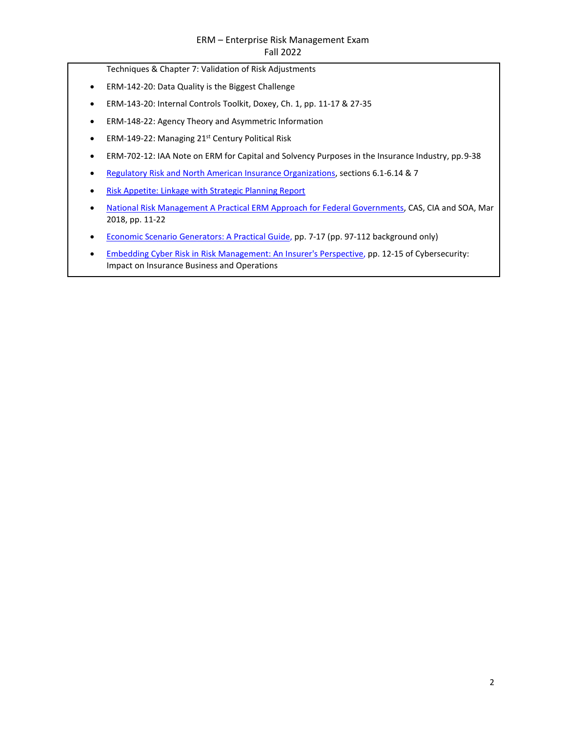Techniques & Chapter 7: Validation of Risk Adjustments

- ERM-142-20: Data Quality is the Biggest Challenge
- ERM-143-20: Internal Controls Toolkit, Doxey, Ch. 1, pp. 11-17 & 27-35
- ERM-148-22: Agency Theory and Asymmetric Information
- ERM-149-22: Managing 21st Century Political Risk
- ERM-702-12: IAA Note on ERM for Capital and Solvency Purposes in the Insurance Industry, pp. 9-38
- Regulatory Risk and North American Insurance Organizations, sections 6.1-6.14 & 7
- Risk Appetite: Linkage with Strategic Planning Report
- National Risk Management A Practical ERM Approach for Federal Governments, CAS, CIA and SOA, Mar 2018, pp. 11-22
- Economic Scenario Generators: A Practical Guide, pp. 7-17 (pp. 97-112 background only)
- Embedding Cyber Risk in Risk Management: An Insurer's Perspective, pp. 12-15 of Cybersecurity: Impact on Insurance Business and Operations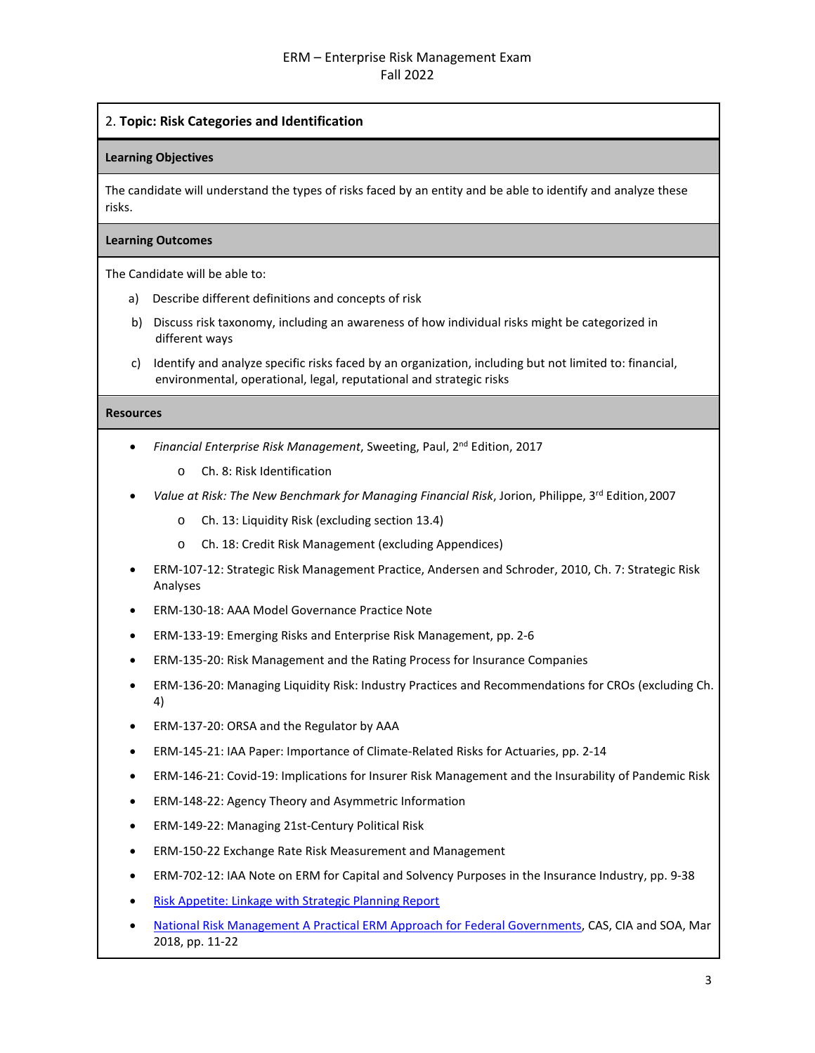2. **Topic: Risk Categories and Identification**

**Learning Objectives**

The candidate will understand the types of risks faced by an entity and be able to identify and analyze these risks.

**Learning Outcomes**

The Candidate will be able to:

a) Describe different definitions and concepts of risk

b) Discuss risk taxonomy, including an awareness of how individual risks might be categorized in different ways

c) Identify and analyze specific risks faced by an organization, including but not limited to: financial, environmental, operational, legal, reputational and strategic risks

**Resources**

- *Financial Enterprise Risk Management*, Sweeting, Paul, 2nd Edition, 2017
  - Ch. 8: Risk Identification
- *Value at Risk: The New Benchmark for Managing Financial Risk*, Jorion, Philippe, 3rd Edition, 2007
  - Ch. 13: Liquidity Risk (excluding section 13.4)
  - Ch. 18: Credit Risk Management (excluding Appendices)
- ERM-107-12: Strategic Risk Management Practice, Andersen and Schroder, 2010, Ch. 7: Strategic Risk Analyses
- ERM-130-18: AAA Model Governance Practice Note
- ERM-133-19: Emerging Risks and Enterprise Risk Management, pp. 2-6
- ERM-135-20: Risk Management and the Rating Process for Insurance Companies
- ERM-136-20: Managing Liquidity Risk: Industry Practices and Recommendations for CROs (excluding Ch. 4)
- ERM-137-20: ORSA and the Regulator by AAA
- ERM-145-21: IAA Paper: Importance of Climate-Related Risks for Actuaries, pp. 2-14
- ERM-146-21: Covid-19: Implications for Insurer Risk Management and the Insurability of Pandemic Risk
- ERM-148-22: Agency Theory and Asymmetric Information
- ERM-149-22: Managing 21st-Century Political Risk
- ERM-150-22 Exchange Rate Risk Measurement and Management
- ERM-702-12: IAA Note on ERM for Capital and Solvency Purposes in the Insurance Industry, pp. 9-38
- Risk Appetite: Linkage with Strategic Planning Report
- National Risk Management A Practical ERM Approach for Federal Governments, CAS, CIA and SOA, Mar 2018, pp. 11-22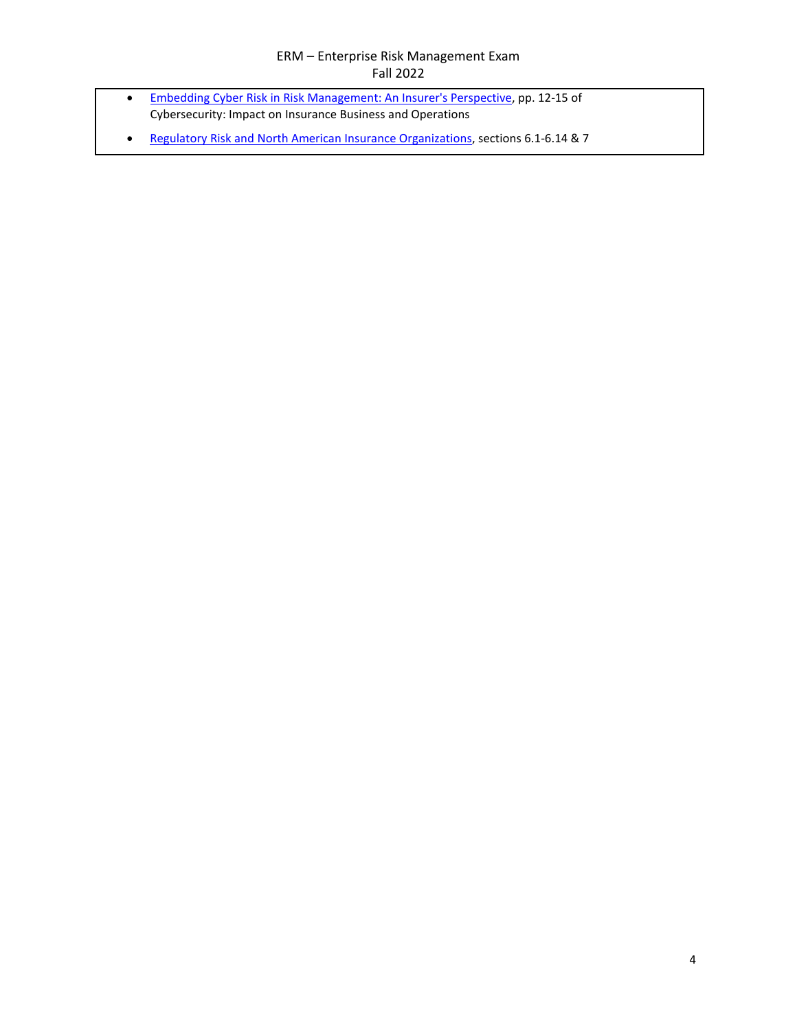- Embedding Cyber Risk in Risk Management: An Insurer's Perspective, pp. 12-15 of Cybersecurity: Impact on Insurance Business and Operations
- Regulatory Risk and North American Insurance Organizations, sections 6.1-6.14 & 7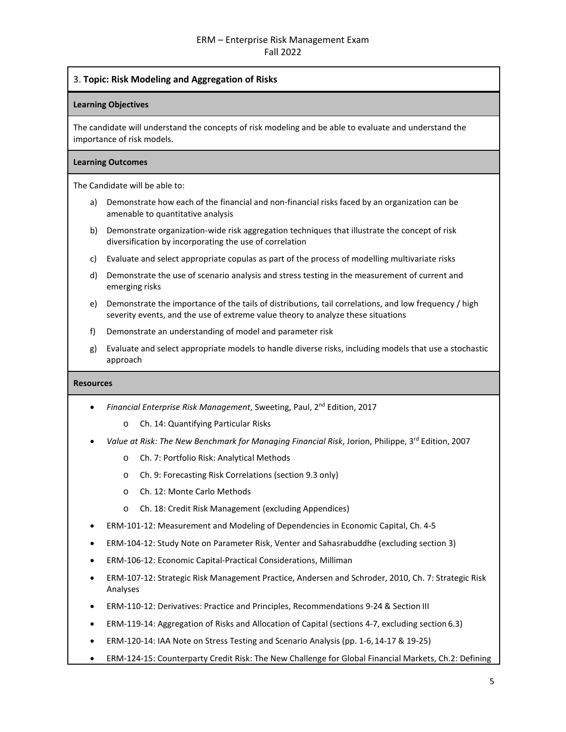### 3. **Topic: Risk Modeling and Aggregation of Risks**

**Learning Objectives**

The candidate will understand the concepts of risk modeling and be able to evaluate and understand the importance of risk models.

**Learning Outcomes**

The Candidate will be able to:

a) Demonstrate how each of the financial and non-financial risks faced by an organization can be amenable to quantitative analysis

b) Demonstrate organization-wide risk aggregation techniques that illustrate the concept of risk diversification by incorporating the use of correlation

c) Evaluate and select appropriate copulas as part of the process of modelling multivariate risks

d) Demonstrate the use of scenario analysis and stress testing in the measurement of current and emerging risks

e) Demonstrate the importance of the tails of distributions, tail correlations, and low frequency / high severity events, and the use of extreme value theory to analyze these situations

f) Demonstrate an understanding of model and parameter risk

g) Evaluate and select appropriate models to handle diverse risks, including models that use a stochastic approach

**Resources**

- *Financial Enterprise Risk Management*, Sweeting, Paul, 2nd Edition, 2017
  - Ch. 14: Quantifying Particular Risks
- *Value at Risk: The New Benchmark for Managing Financial Risk*, Jorion, Philippe, 3rd Edition, 2007
  - Ch. 7: Portfolio Risk: Analytical Methods
  - Ch. 9: Forecasting Risk Correlations (section 9.3 only)
  - Ch. 12: Monte Carlo Methods
  - Ch. 18: Credit Risk Management (excluding Appendices)
- ERM-101-12: Measurement and Modeling of Dependencies in Economic Capital, Ch. 4-5
- ERM-104-12: Study Note on Parameter Risk, Venter and Sahasrabuddhe (excluding section 3)
- ERM-106-12: Economic Capital-Practical Considerations, Milliman
- ERM-107-12: Strategic Risk Management Practice, Andersen and Schroder, 2010, Ch. 7: Strategic Risk Analyses
- ERM-110-12: Derivatives: Practice and Principles, Recommendations 9-24 & Section III
- ERM-119-14: Aggregation of Risks and Allocation of Capital (sections 4-7, excluding section 6.3)
- ERM-120-14: IAA Note on Stress Testing and Scenario Analysis (pp. 1-6, 14-17 & 19-25)
- ERM-124-15: Counterparty Credit Risk: The New Challenge for Global Financial Markets, Ch.2: Defining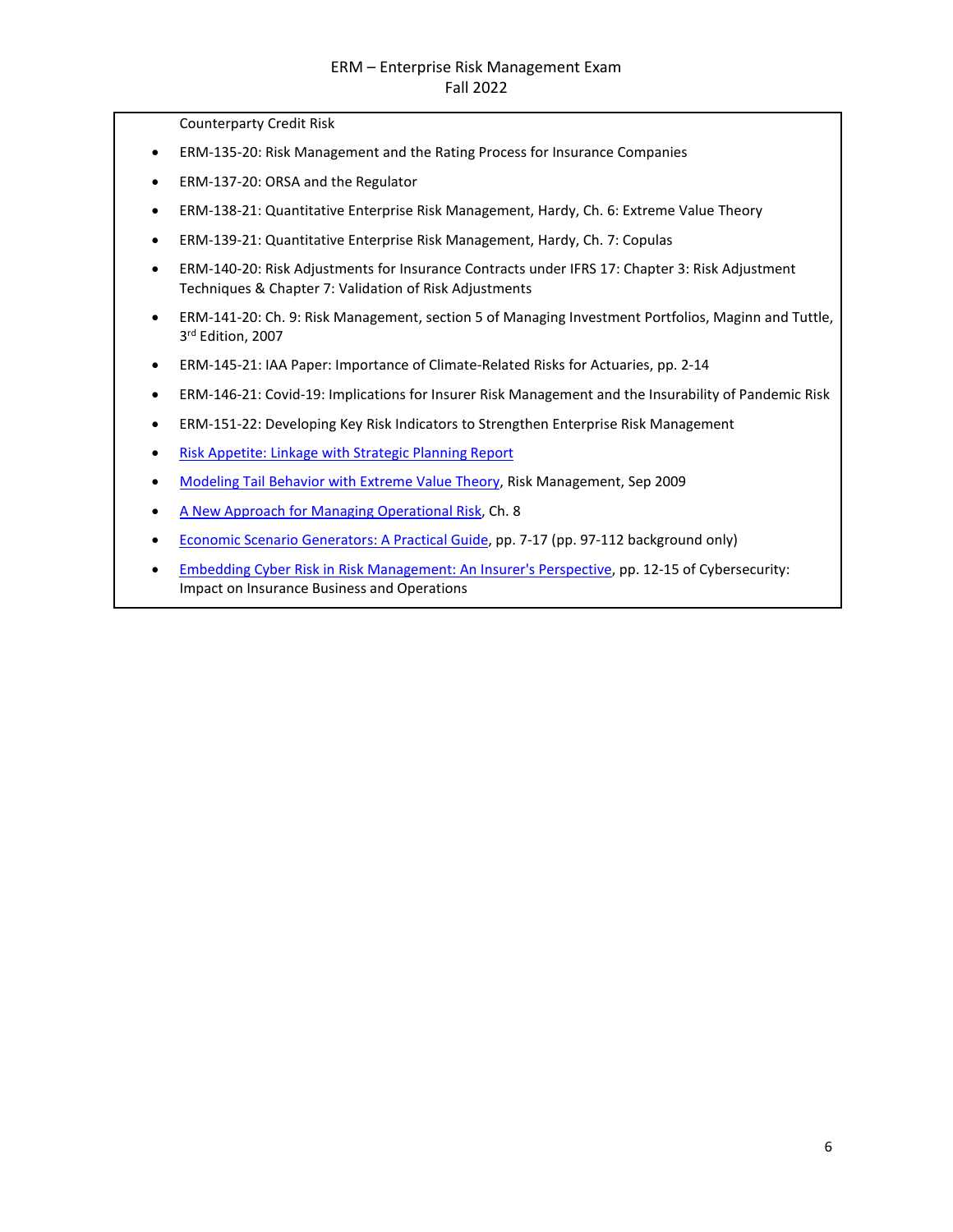Counterparty Credit Risk

- ERM-135-20: Risk Management and the Rating Process for Insurance Companies
- ERM-137-20: ORSA and the Regulator
- ERM-138-21: Quantitative Enterprise Risk Management, Hardy, Ch. 6: Extreme Value Theory
- ERM-139-21: Quantitative Enterprise Risk Management, Hardy, Ch. 7: Copulas
- ERM-140-20: Risk Adjustments for Insurance Contracts under IFRS 17: Chapter 3: Risk Adjustment Techniques & Chapter 7: Validation of Risk Adjustments
- ERM-141-20: Ch. 9: Risk Management, section 5 of Managing Investment Portfolios, Maginn and Tuttle, 3rd Edition, 2007
- ERM-145-21: IAA Paper: Importance of Climate-Related Risks for Actuaries, pp. 2-14
- ERM-146-21: Covid-19: Implications for Insurer Risk Management and the Insurability of Pandemic Risk
- ERM-151-22: Developing Key Risk Indicators to Strengthen Enterprise Risk Management
- Risk Appetite: Linkage with Strategic Planning Report
- Modeling Tail Behavior with Extreme Value Theory, Risk Management, Sep 2009
- A New Approach for Managing Operational Risk, Ch. 8
- Economic Scenario Generators: A Practical Guide, pp. 7-17 (pp. 97-112 background only)
- Embedding Cyber Risk in Risk Management: An Insurer's Perspective, pp. 12-15 of Cybersecurity: Impact on Insurance Business and Operations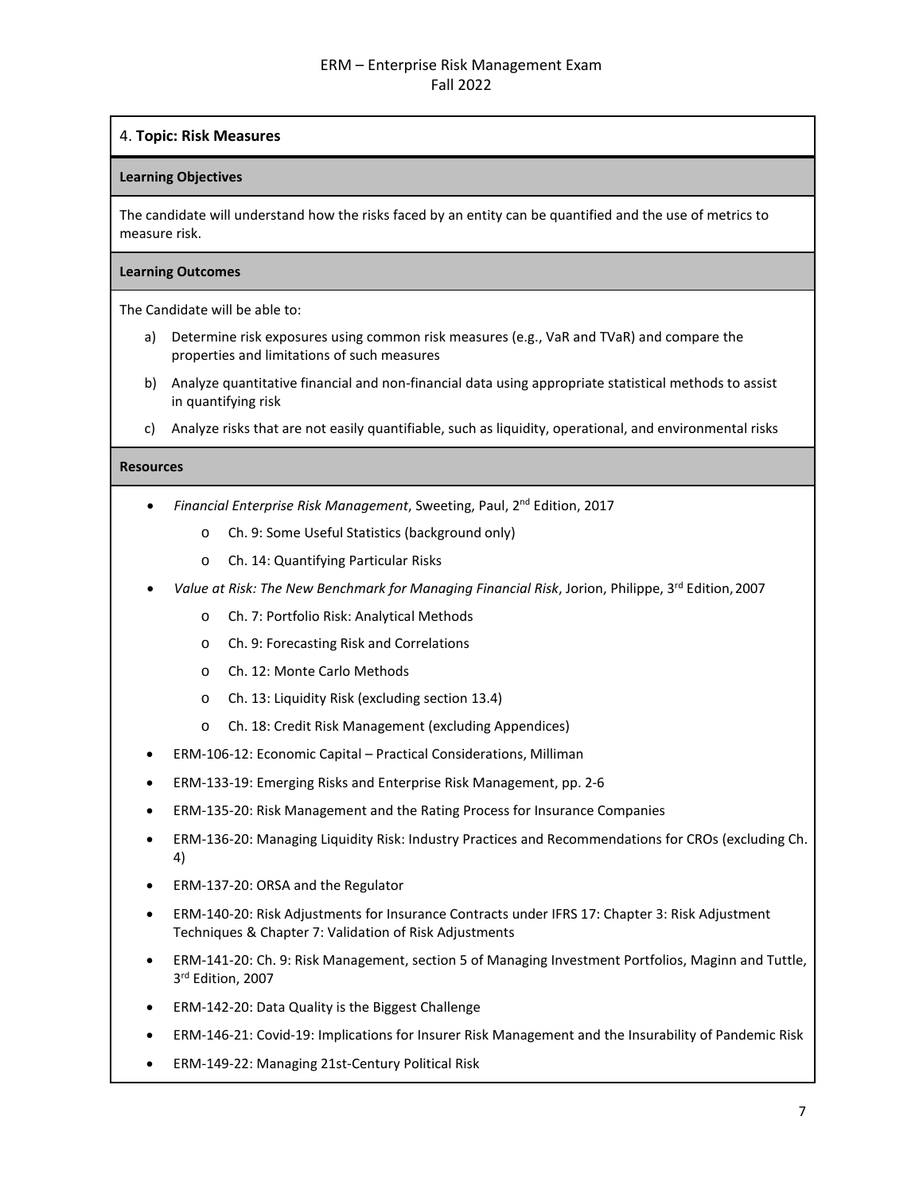## 4. Topic: Risk Measures

### Learning Objectives

The candidate will understand how the risks faced by an entity can be quantified and the use of metrics to measure risk.

### Learning Outcomes

The Candidate will be able to:

a) Determine risk exposures using common risk measures (e.g., VaR and TVaR) and compare the properties and limitations of such measures

b) Analyze quantitative financial and non-financial data using appropriate statistical methods to assist in quantifying risk

c) Analyze risks that are not easily quantifiable, such as liquidity, operational, and environmental risks

### Resources

- *Financial Enterprise Risk Management*, Sweeting, Paul, 2nd Edition, 2017
  - Ch. 9: Some Useful Statistics (background only)
  - Ch. 14: Quantifying Particular Risks
- *Value at Risk: The New Benchmark for Managing Financial Risk*, Jorion, Philippe, 3rd Edition, 2007
  - Ch. 7: Portfolio Risk: Analytical Methods
  - Ch. 9: Forecasting Risk and Correlations
  - Ch. 12: Monte Carlo Methods
  - Ch. 13: Liquidity Risk (excluding section 13.4)
  - Ch. 18: Credit Risk Management (excluding Appendices)
- ERM-106-12: Economic Capital – Practical Considerations, Milliman
- ERM-133-19: Emerging Risks and Enterprise Risk Management, pp. 2-6
- ERM-135-20: Risk Management and the Rating Process for Insurance Companies
- ERM-136-20: Managing Liquidity Risk: Industry Practices and Recommendations for CROs (excluding Ch. 4)
- ERM-137-20: ORSA and the Regulator
- ERM-140-20: Risk Adjustments for Insurance Contracts under IFRS 17: Chapter 3: Risk Adjustment Techniques & Chapter 7: Validation of Risk Adjustments
- ERM-141-20: Ch. 9: Risk Management, section 5 of Managing Investment Portfolios, Maginn and Tuttle, 3rd Edition, 2007
- ERM-142-20: Data Quality is the Biggest Challenge
- ERM-146-21: Covid-19: Implications for Insurer Risk Management and the Insurability of Pandemic Risk
- ERM-149-22: Managing 21st-Century Political Risk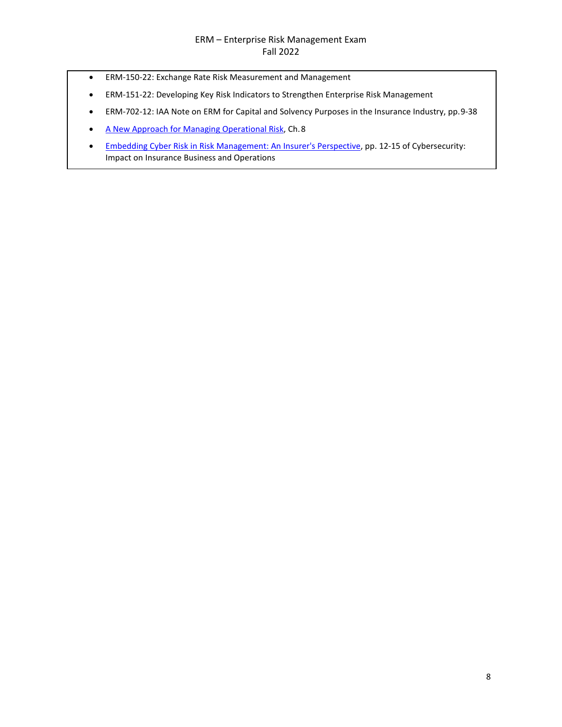- ERM-150-22: Exchange Rate Risk Measurement and Management
- ERM-151-22: Developing Key Risk Indicators to Strengthen Enterprise Risk Management
- ERM-702-12: IAA Note on ERM for Capital and Solvency Purposes in the Insurance Industry, pp.9-38
- A New Approach for Managing Operational Risk, Ch.8
- Embedding Cyber Risk in Risk Management: An Insurer's Perspective, pp. 12-15 of Cybersecurity: Impact on Insurance Business and Operations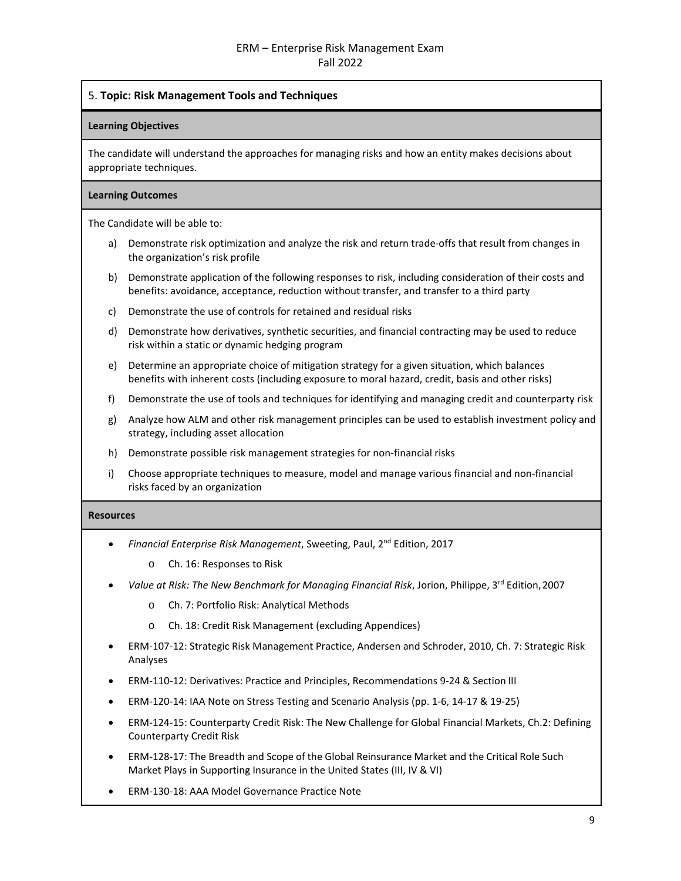## 5. Topic: Risk Management Tools and Techniques

**Learning Objectives**

The candidate will understand the approaches for managing risks and how an entity makes decisions about appropriate techniques.

**Learning Outcomes**

The Candidate will be able to:

a) Demonstrate risk optimization and analyze the risk and return trade-offs that result from changes in the organization's risk profile

b) Demonstrate application of the following responses to risk, including consideration of their costs and benefits: avoidance, acceptance, reduction without transfer, and transfer to a third party

c) Demonstrate the use of controls for retained and residual risks

d) Demonstrate how derivatives, synthetic securities, and financial contracting may be used to reduce risk within a static or dynamic hedging program

e) Determine an appropriate choice of mitigation strategy for a given situation, which balances benefits with inherent costs (including exposure to moral hazard, credit, basis and other risks)

f) Demonstrate the use of tools and techniques for identifying and managing credit and counterparty risk

g) Analyze how ALM and other risk management principles can be used to establish investment policy and strategy, including asset allocation

h) Demonstrate possible risk management strategies for non-financial risks

i) Choose appropriate techniques to measure, model and manage various financial and non-financial risks faced by an organization

**Resources**

- *Financial Enterprise Risk Management*, Sweeting, Paul, 2nd Edition, 2017
  - Ch. 16: Responses to Risk
- *Value at Risk: The New Benchmark for Managing Financial Risk*, Jorion, Philippe, 3rd Edition, 2007
  - Ch. 7: Portfolio Risk: Analytical Methods
  - Ch. 18: Credit Risk Management (excluding Appendices)
- ERM-107-12: Strategic Risk Management Practice, Andersen and Schroder, 2010, Ch. 7: Strategic Risk Analyses
- ERM-110-12: Derivatives: Practice and Principles, Recommendations 9-24 & Section III
- ERM-120-14: IAA Note on Stress Testing and Scenario Analysis (pp. 1-6, 14-17 & 19-25)
- ERM-124-15: Counterparty Credit Risk: The New Challenge for Global Financial Markets, Ch.2: Defining Counterparty Credit Risk
- ERM-128-17: The Breadth and Scope of the Global Reinsurance Market and the Critical Role Such Market Plays in Supporting Insurance in the United States (III, IV & VI)
- ERM-130-18: AAA Model Governance Practice Note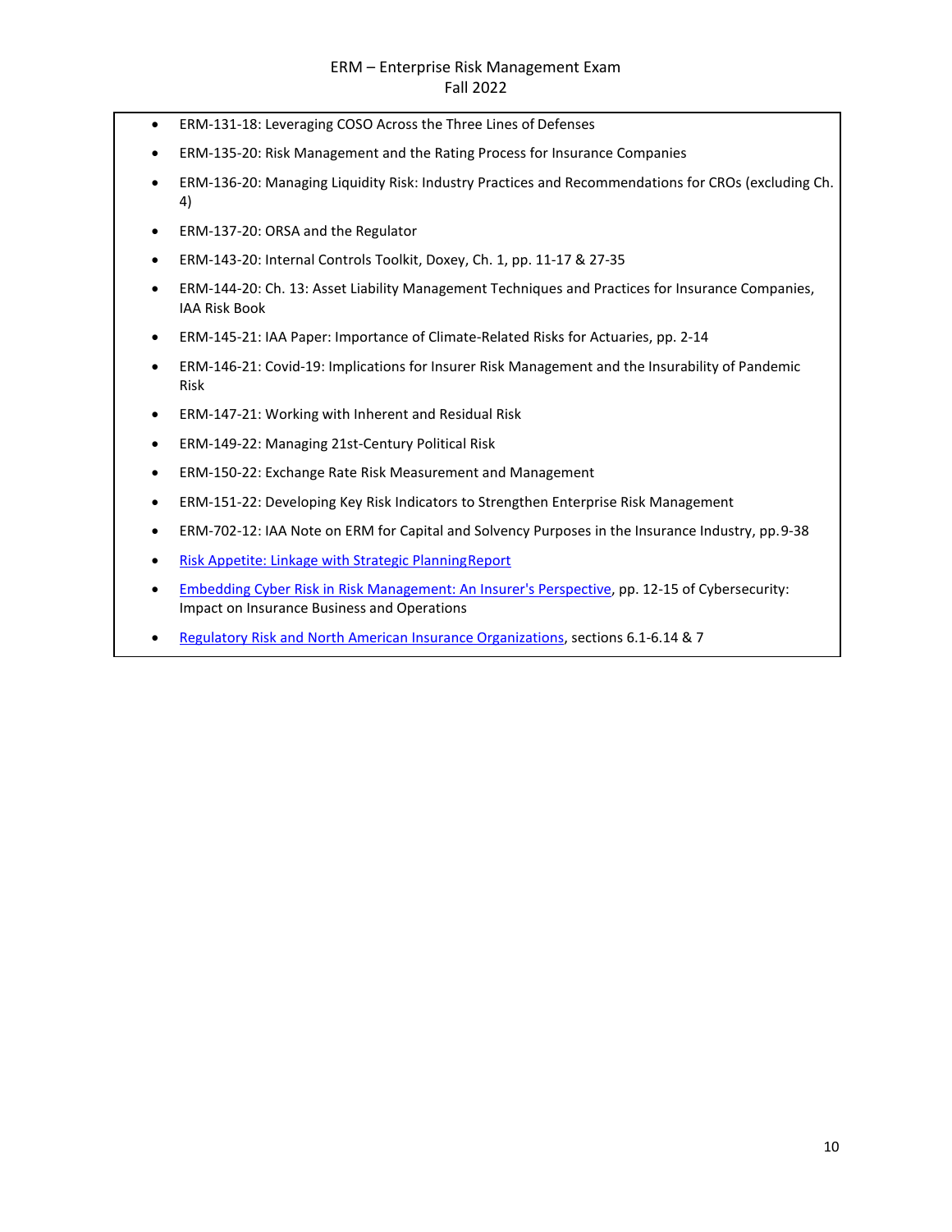- ERM-131-18: Leveraging COSO Across the Three Lines of Defenses
- ERM-135-20: Risk Management and the Rating Process for Insurance Companies
- ERM-136-20: Managing Liquidity Risk: Industry Practices and Recommendations for CROs (excluding Ch. 4)
- ERM-137-20: ORSA and the Regulator
- ERM-143-20: Internal Controls Toolkit, Doxey, Ch. 1, pp. 11-17 & 27-35
- ERM-144-20: Ch. 13: Asset Liability Management Techniques and Practices for Insurance Companies, IAA Risk Book
- ERM-145-21: IAA Paper: Importance of Climate-Related Risks for Actuaries, pp. 2-14
- ERM-146-21: Covid-19: Implications for Insurer Risk Management and the Insurability of Pandemic Risk
- ERM-147-21: Working with Inherent and Residual Risk
- ERM-149-22: Managing 21st-Century Political Risk
- ERM-150-22: Exchange Rate Risk Measurement and Management
- ERM-151-22: Developing Key Risk Indicators to Strengthen Enterprise Risk Management
- ERM-702-12: IAA Note on ERM for Capital and Solvency Purposes in the Insurance Industry, pp.9-38
- Risk Appetite: Linkage with Strategic Planning Report
- Embedding Cyber Risk in Risk Management: An Insurer's Perspective, pp. 12-15 of Cybersecurity: Impact on Insurance Business and Operations
- Regulatory Risk and North American Insurance Organizations, sections 6.1-6.14 & 7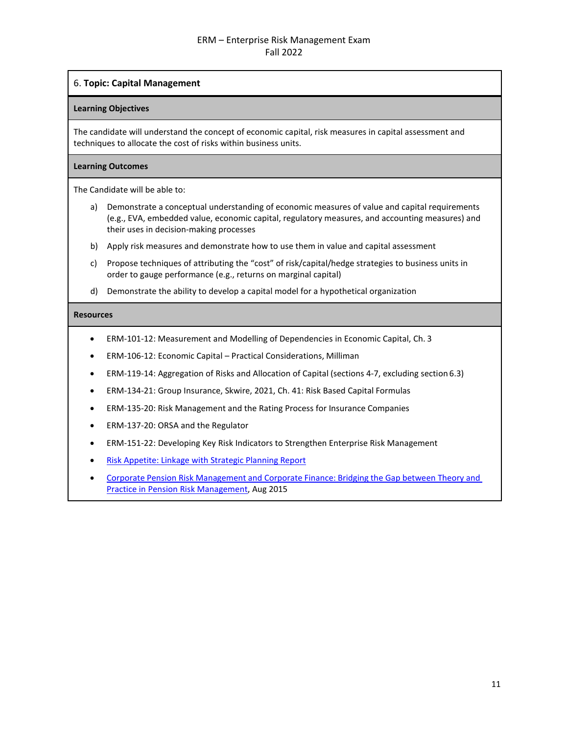## 6. Topic: Capital Management

### Learning Objectives

The candidate will understand the concept of economic capital, risk measures in capital assessment and techniques to allocate the cost of risks within business units.

### Learning Outcomes

The Candidate will be able to:

a) Demonstrate a conceptual understanding of economic measures of value and capital requirements (e.g., EVA, embedded value, economic capital, regulatory measures, and accounting measures) and their uses in decision-making processes

b) Apply risk measures and demonstrate how to use them in value and capital assessment

c) Propose techniques of attributing the "cost" of risk/capital/hedge strategies to business units in order to gauge performance (e.g., returns on marginal capital)

d) Demonstrate the ability to develop a capital model for a hypothetical organization

### Resources

- ERM-101-12: Measurement and Modelling of Dependencies in Economic Capital, Ch. 3
- ERM-106-12: Economic Capital – Practical Considerations, Milliman
- ERM-119-14: Aggregation of Risks and Allocation of Capital (sections 4-7, excluding section 6.3)
- ERM-134-21: Group Insurance, Skwire, 2021, Ch. 41: Risk Based Capital Formulas
- ERM-135-20: Risk Management and the Rating Process for Insurance Companies
- ERM-137-20: ORSA and the Regulator
- ERM-151-22: Developing Key Risk Indicators to Strengthen Enterprise Risk Management
- Risk Appetite: Linkage with Strategic Planning Report
- Corporate Pension Risk Management and Corporate Finance: Bridging the Gap between Theory and Practice in Pension Risk Management, Aug 2015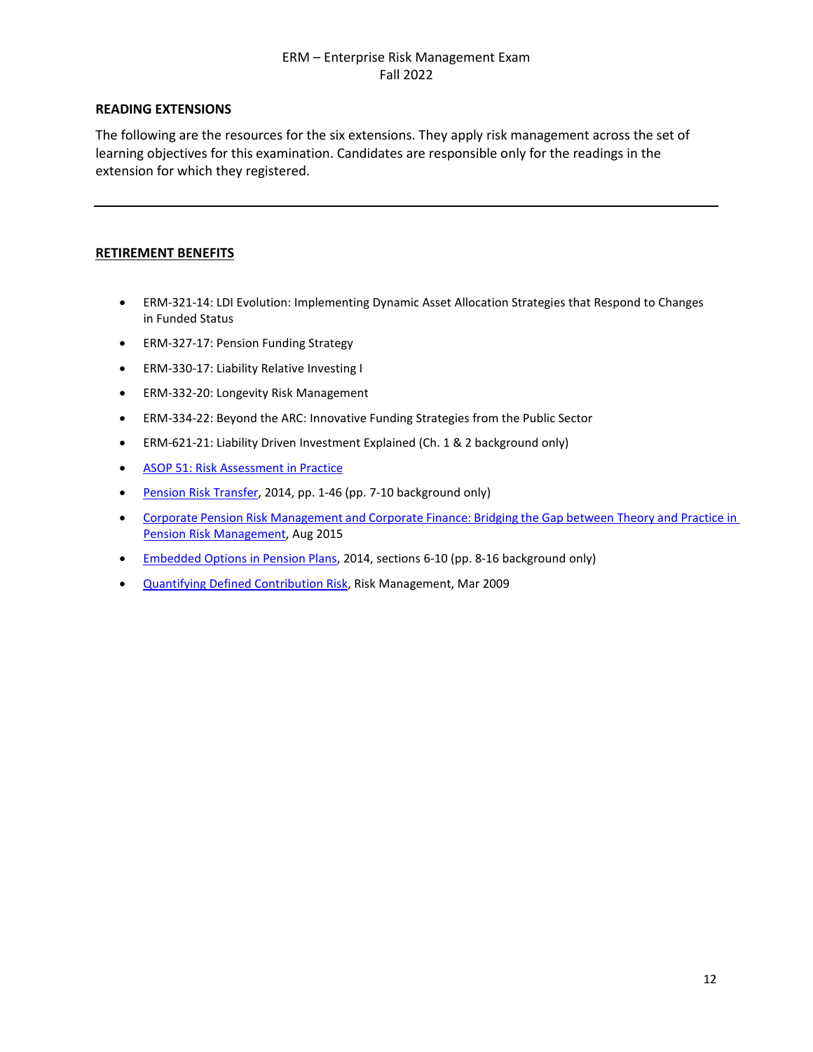## READING EXTENSIONS

The following are the resources for the six extensions. They apply risk management across the set of learning objectives for this examination. Candidates are responsible only for the readings in the extension for which they registered.

---

## RETIREMENT BENEFITS

- ERM-321-14: LDI Evolution: Implementing Dynamic Asset Allocation Strategies that Respond to Changes in Funded Status
- ERM-327-17: Pension Funding Strategy
- ERM-330-17: Liability Relative Investing I
- ERM-332-20: Longevity Risk Management
- ERM-334-22: Beyond the ARC: Innovative Funding Strategies from the Public Sector
- ERM-621-21: Liability Driven Investment Explained (Ch. 1 & 2 background only)
- ASOP 51: Risk Assessment in Practice
- Pension Risk Transfer, 2014, pp. 1-46 (pp. 7-10 background only)
- Corporate Pension Risk Management and Corporate Finance: Bridging the Gap between Theory and Practice in Pension Risk Management, Aug 2015
- Embedded Options in Pension Plans, 2014, sections 6-10 (pp. 8-16 background only)
- Quantifying Defined Contribution Risk, Risk Management, Mar 2009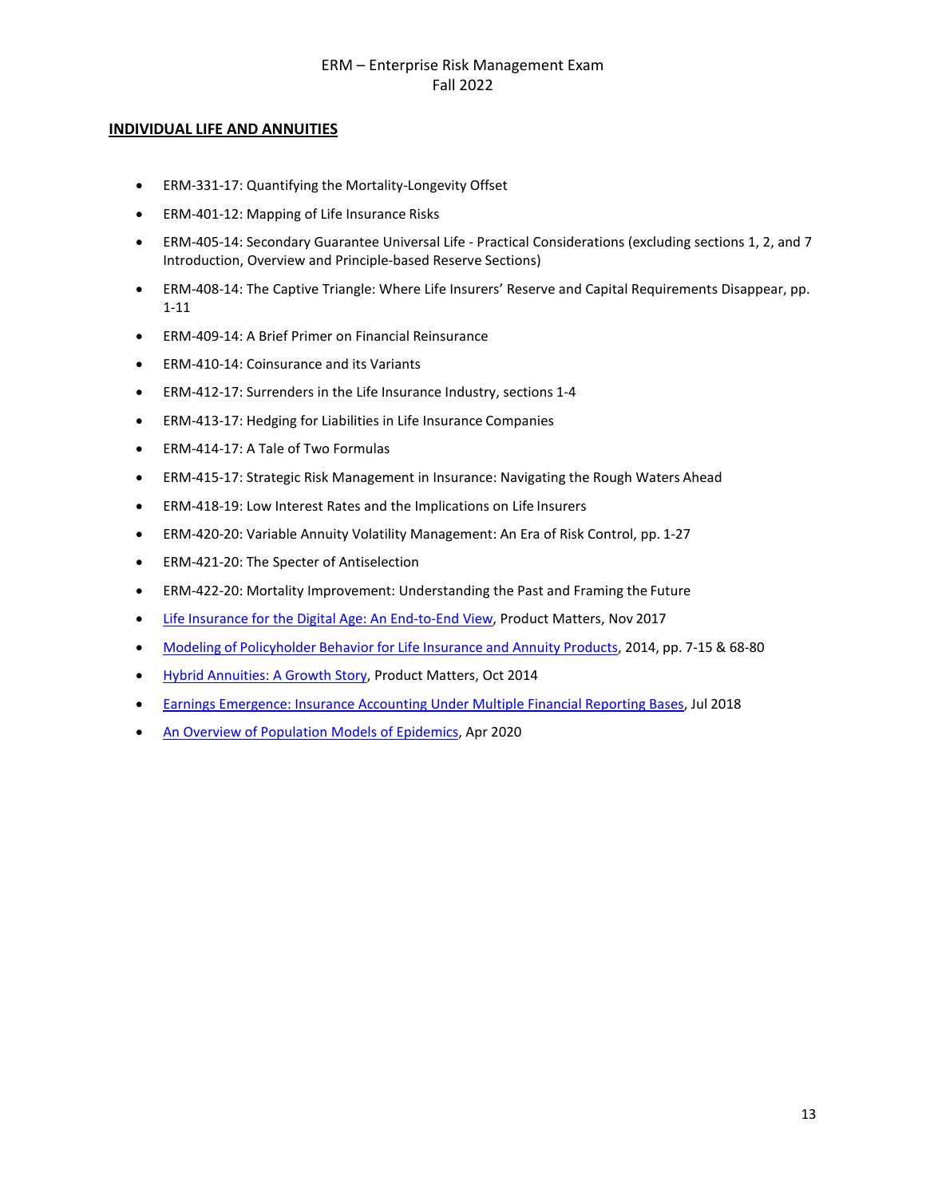## INDIVIDUAL LIFE AND ANNUITIES

- ERM-331-17: Quantifying the Mortality-Longevity Offset
- ERM-401-12: Mapping of Life Insurance Risks
- ERM-405-14: Secondary Guarantee Universal Life - Practical Considerations (excluding sections 1, 2, and 7 Introduction, Overview and Principle-based Reserve Sections)
- ERM-408-14: The Captive Triangle: Where Life Insurers' Reserve and Capital Requirements Disappear, pp. 1-11
- ERM-409-14: A Brief Primer on Financial Reinsurance
- ERM-410-14: Coinsurance and its Variants
- ERM-412-17: Surrenders in the Life Insurance Industry, sections 1-4
- ERM-413-17: Hedging for Liabilities in Life Insurance Companies
- ERM-414-17: A Tale of Two Formulas
- ERM-415-17: Strategic Risk Management in Insurance: Navigating the Rough Waters Ahead
- ERM-418-19: Low Interest Rates and the Implications on Life Insurers
- ERM-420-20: Variable Annuity Volatility Management: An Era of Risk Control, pp. 1-27
- ERM-421-20: The Specter of Antiselection
- ERM-422-20: Mortality Improvement: Understanding the Past and Framing the Future
- Life Insurance for the Digital Age: An End-to-End View, Product Matters, Nov 2017
- Modeling of Policyholder Behavior for Life Insurance and Annuity Products, 2014, pp. 7-15 & 68-80
- Hybrid Annuities: A Growth Story, Product Matters, Oct 2014
- Earnings Emergence: Insurance Accounting Under Multiple Financial Reporting Bases, Jul 2018
- An Overview of Population Models of Epidemics, Apr 2020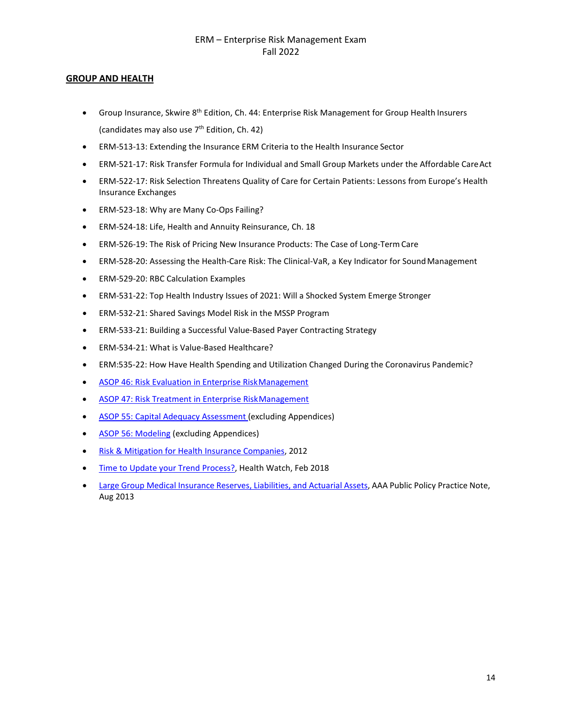ERM – Enterprise Risk Management Exam
Fall 2022

## GROUP AND HEALTH

- Group Insurance, Skwire 8th Edition, Ch. 44: Enterprise Risk Management for Group Health Insurers (candidates may also use 7th Edition, Ch. 42)
- ERM-513-13: Extending the Insurance ERM Criteria to the Health Insurance Sector
- ERM-521-17: Risk Transfer Formula for Individual and Small Group Markets under the Affordable Care Act
- ERM-522-17: Risk Selection Threatens Quality of Care for Certain Patients: Lessons from Europe's Health Insurance Exchanges
- ERM-523-18: Why are Many Co-Ops Failing?
- ERM-524-18: Life, Health and Annuity Reinsurance, Ch. 18
- ERM-526-19: The Risk of Pricing New Insurance Products: The Case of Long-Term Care
- ERM-528-20: Assessing the Health-Care Risk: The Clinical-VaR, a Key Indicator for Sound Management
- ERM-529-20: RBC Calculation Examples
- ERM-531-22: Top Health Industry Issues of 2021: Will a Shocked System Emerge Stronger
- ERM-532-21: Shared Savings Model Risk in the MSSP Program
- ERM-533-21: Building a Successful Value-Based Payer Contracting Strategy
- ERM-534-21: What is Value-Based Healthcare?
- ERM:535-22: How Have Health Spending and Utilization Changed During the Coronavirus Pandemic?
- ASOP 46: Risk Evaluation in Enterprise Risk Management
- ASOP 47: Risk Treatment in Enterprise Risk Management
- ASOP 55: Capital Adequacy Assessment (excluding Appendices)
- ASOP 56: Modeling (excluding Appendices)
- Risk & Mitigation for Health Insurance Companies, 2012
- Time to Update your Trend Process?, Health Watch, Feb 2018
- Large Group Medical Insurance Reserves, Liabilities, and Actuarial Assets, AAA Public Policy Practice Note, Aug 2013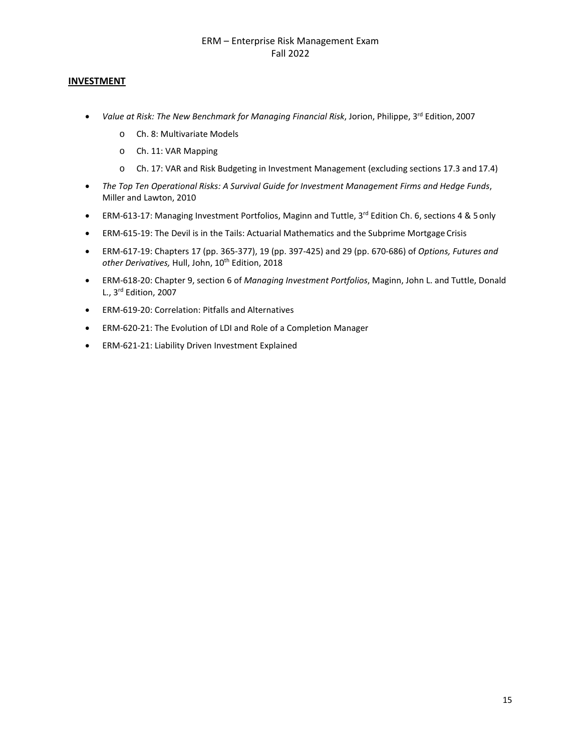## INVESTMENT

- *Value at Risk: The New Benchmark for Managing Financial Risk*, Jorion, Philippe, 3rd Edition, 2007
    - Ch. 8: Multivariate Models
    - Ch. 11: VAR Mapping
    - Ch. 17: VAR and Risk Budgeting in Investment Management (excluding sections 17.3 and 17.4)
- *The Top Ten Operational Risks: A Survival Guide for Investment Management Firms and Hedge Funds*, Miller and Lawton, 2010
- ERM-613-17: Managing Investment Portfolios, Maginn and Tuttle, 3rd Edition Ch. 6, sections 4 & 5 only
- ERM-615-19: The Devil is in the Tails: Actuarial Mathematics and the Subprime Mortgage Crisis
- ERM-617-19: Chapters 17 (pp. 365-377), 19 (pp. 397-425) and 29 (pp. 670-686) of *Options, Futures and other Derivatives,* Hull, John, 10th Edition, 2018
- ERM-618-20: Chapter 9, section 6 of *Managing Investment Portfolios*, Maginn, John L. and Tuttle, Donald L., 3rd Edition, 2007
- ERM-619-20: Correlation: Pitfalls and Alternatives
- ERM-620-21: The Evolution of LDI and Role of a Completion Manager
- ERM-621-21: Liability Driven Investment Explained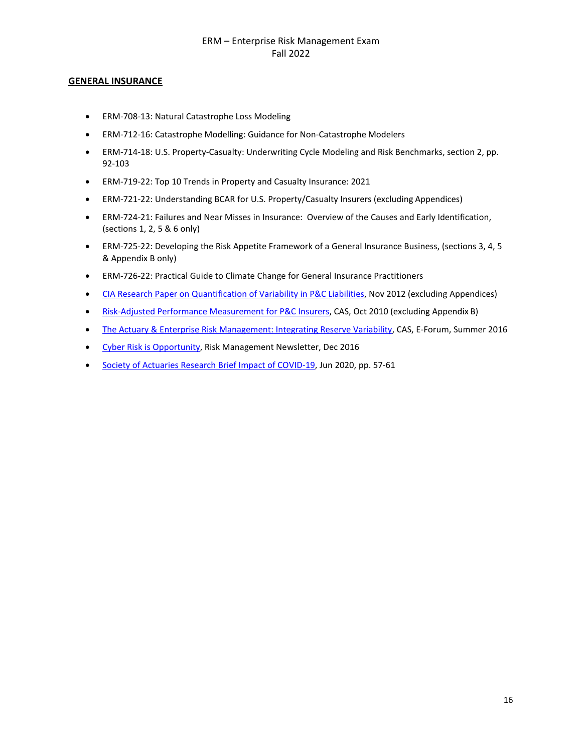## GENERAL INSURANCE

- ERM-708-13: Natural Catastrophe Loss Modeling
- ERM-712-16: Catastrophe Modelling: Guidance for Non-Catastrophe Modelers
- ERM-714-18: U.S. Property-Casualty: Underwriting Cycle Modeling and Risk Benchmarks, section 2, pp. 92-103
- ERM-719-22: Top 10 Trends in Property and Casualty Insurance: 2021
- ERM-721-22: Understanding BCAR for U.S. Property/Casualty Insurers (excluding Appendices)
- ERM-724-21: Failures and Near Misses in Insurance: Overview of the Causes and Early Identification, (sections 1, 2, 5 & 6 only)
- ERM-725-22: Developing the Risk Appetite Framework of a General Insurance Business, (sections 3, 4, 5 & Appendix B only)
- ERM-726-22: Practical Guide to Climate Change for General Insurance Practitioners
- CIA Research Paper on Quantification of Variability in P&C Liabilities, Nov 2012 (excluding Appendices)
- Risk-Adjusted Performance Measurement for P&C Insurers, CAS, Oct 2010 (excluding Appendix B)
- The Actuary & Enterprise Risk Management: Integrating Reserve Variability, CAS, E-Forum, Summer 2016
- Cyber Risk is Opportunity, Risk Management Newsletter, Dec 2016
- Society of Actuaries Research Brief Impact of COVID-19, Jun 2020, pp. 57-61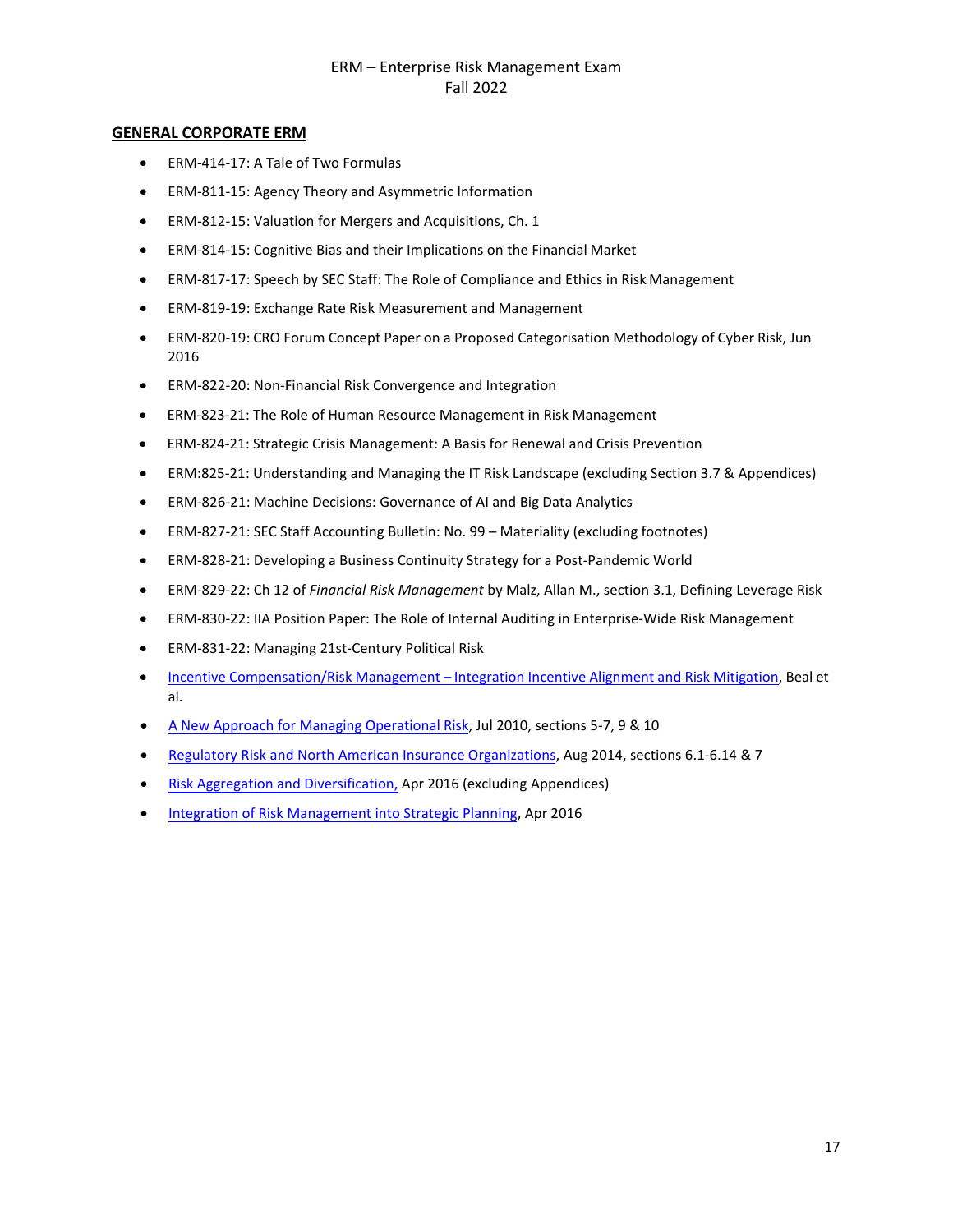ERM – Enterprise Risk Management Exam
Fall 2022

**GENERAL CORPORATE ERM**

- ERM-414-17: A Tale of Two Formulas
- ERM-811-15: Agency Theory and Asymmetric Information
- ERM-812-15: Valuation for Mergers and Acquisitions, Ch. 1
- ERM-814-15: Cognitive Bias and their Implications on the Financial Market
- ERM-817-17: Speech by SEC Staff: The Role of Compliance and Ethics in Risk Management
- ERM-819-19: Exchange Rate Risk Measurement and Management
- ERM-820-19: CRO Forum Concept Paper on a Proposed Categorisation Methodology of Cyber Risk, Jun 2016
- ERM-822-20: Non-Financial Risk Convergence and Integration
- ERM-823-21: The Role of Human Resource Management in Risk Management
- ERM-824-21: Strategic Crisis Management: A Basis for Renewal and Crisis Prevention
- ERM:825-21: Understanding and Managing the IT Risk Landscape (excluding Section 3.7 & Appendices)
- ERM-826-21: Machine Decisions: Governance of AI and Big Data Analytics
- ERM-827-21: SEC Staff Accounting Bulletin: No. 99 – Materiality (excluding footnotes)
- ERM-828-21: Developing a Business Continuity Strategy for a Post-Pandemic World
- ERM-829-22: Ch 12 of *Financial Risk Management* by Malz, Allan M., section 3.1, Defining Leverage Risk
- ERM-830-22: IIA Position Paper: The Role of Internal Auditing in Enterprise-Wide Risk Management
- ERM-831-22: Managing 21st-Century Political Risk
- Incentive Compensation/Risk Management – Integration Incentive Alignment and Risk Mitigation, Beal et al.
- A New Approach for Managing Operational Risk, Jul 2010, sections 5-7, 9 & 10
- Regulatory Risk and North American Insurance Organizations, Aug 2014, sections 6.1-6.14 & 7
- Risk Aggregation and Diversification, Apr 2016 (excluding Appendices)
- Integration of Risk Management into Strategic Planning, Apr 2016